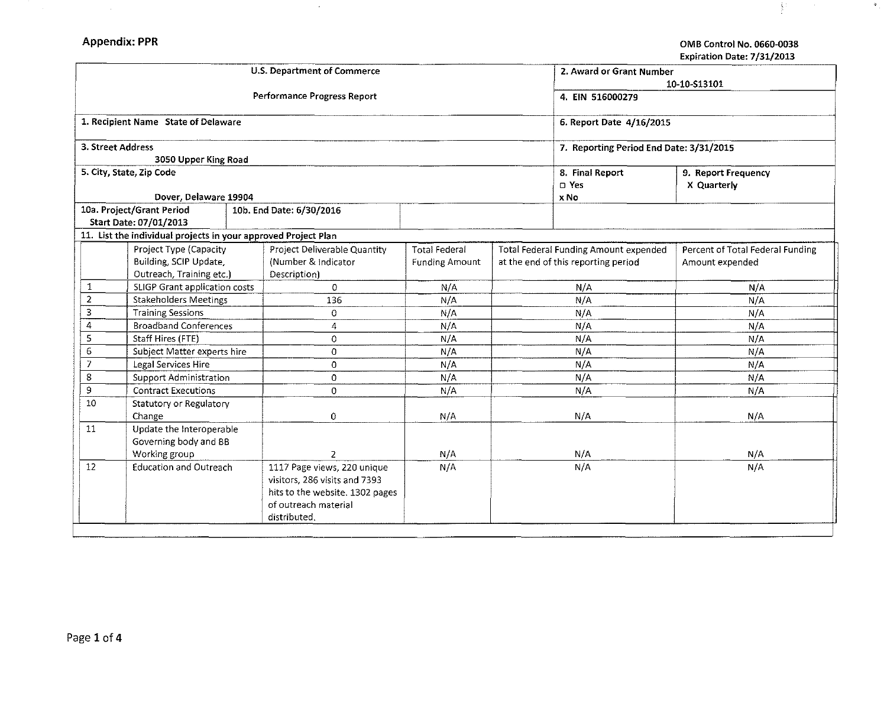**Appendix: PPR**

OMB Control No. 0660-0038
Expiration Date: 7/31/2013

| U.S. Department of Commerce | 2. Award or Grant Number 10-10-S13101 |
|---|---|
| Performance Progress Report | 4. EIN 516000279 |
| 1. Recipient Name State of Delaware | 6. Report Date 4/16/2015 |
| 3. Street Address 3050 Upper King Road | 7. Reporting Period End Date: 3/31/2015 |
| 5. City, State, Zip Code Dover, Delaware 19904 | 8. Final Report ☐ Yes x No / 9. Report Frequency X Quarterly |
| 10a. Project/Grant Period Start Date: 07/01/2013 / 10b. End Date: 6/30/2016 | |

11. List the individual projects in your approved Project Plan

| | Project Type (Capacity Building, SCIP Update, Outreach, Training etc.) | Project Deliverable Quantity (Number & Indicator Description) | Total Federal Funding Amount | Total Federal Funding Amount expended at the end of this reporting period | Percent of Total Federal Funding Amount expended |
|---|---|---|---|---|---|
| 1 | SLIGP Grant application costs | 0 | N/A | N/A | N/A |
| 2 | Stakeholders Meetings | 136 | N/A | N/A | N/A |
| 3 | Training Sessions | 0 | N/A | N/A | N/A |
| 4 | Broadband Conferences | 4 | N/A | N/A | N/A |
| 5 | Staff Hires (FTE) | 0 | N/A | N/A | N/A |
| 6 | Subject Matter experts hire | 0 | N/A | N/A | N/A |
| 7 | Legal Services Hire | 0 | N/A | N/A | N/A |
| 8 | Support Administration | 0 | N/A | N/A | N/A |
| 9 | Contract Executions | 0 | N/A | N/A | N/A |
| 10 | Statutory or Regulatory Change | 0 | N/A | N/A | N/A |
| 11 | Update the Interoperable Governing body and BB Working group | 2 | N/A | N/A | N/A |
| 12 | Education and Outreach | 1117 Page views, 220 unique visitors, 286 visits and 7393 hits to the website. 1302 pages of outreach material distributed. | N/A | N/A | N/A |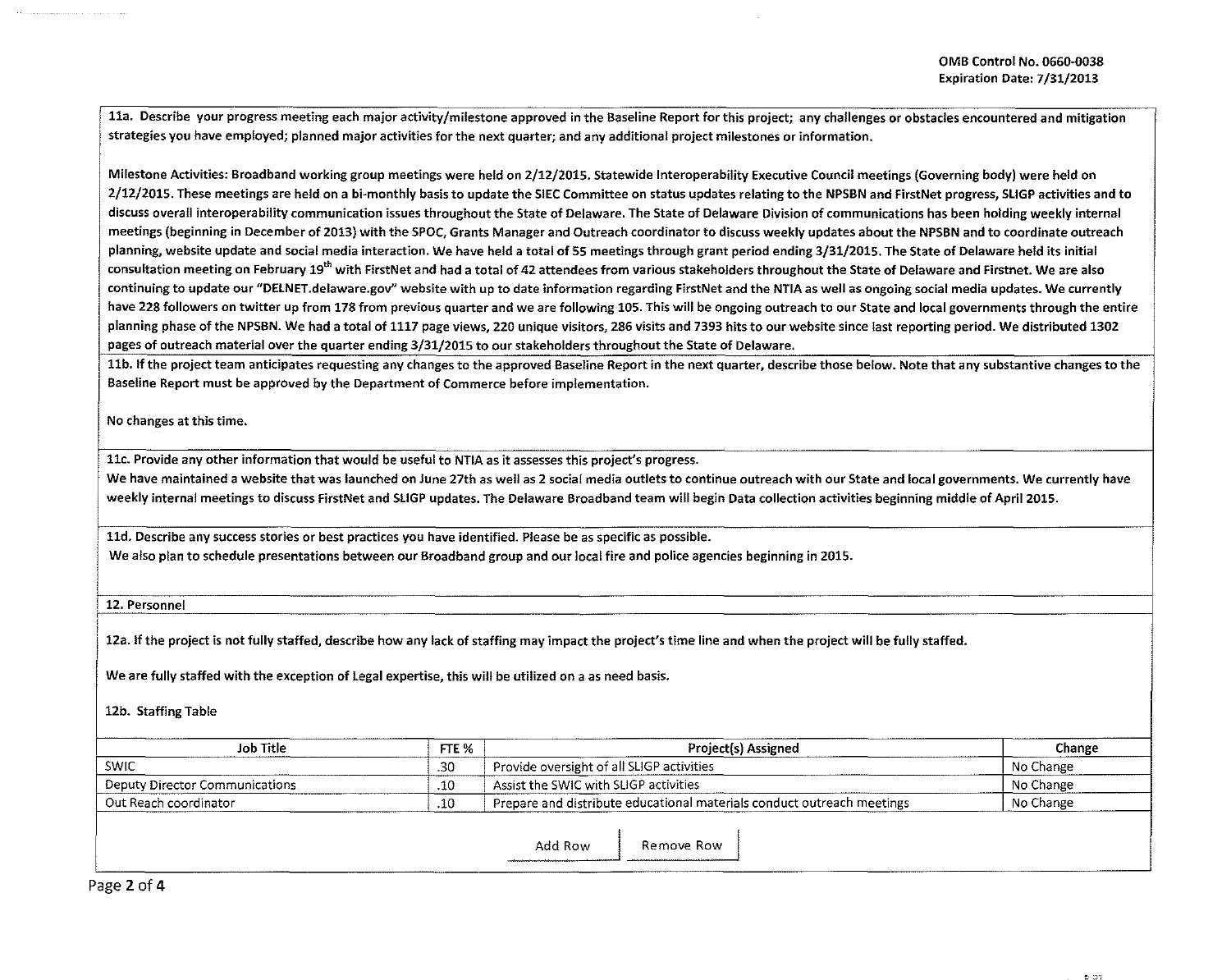OMB Control No. 0660-0038
Expiration Date: 7/31/2013

**11a. Describe your progress meeting each major activity/milestone approved in the Baseline Report for this project; any challenges or obstacles encountered and mitigation strategies you have employed; planned major activities for the next quarter; and any additional project milestones or information.**

Milestone Activities: Broadband working group meetings were held on 2/12/2015. Statewide Interoperability Executive Council meetings (Governing body) were held on 2/12/2015. These meetings are held on a bi-monthly basis to update the SIEC Committee on status updates relating to the NPSBN and FirstNet progress, SLIGP activities and to discuss overall interoperability communication issues throughout the State of Delaware. The State of Delaware Division of communications has been holding weekly internal meetings (beginning in December of 2013) with the SPOC, Grants Manager and Outreach coordinator to discuss weekly updates about the NPSBN and to coordinate outreach planning, website update and social media interaction. We have held a total of 55 meetings through grant period ending 3/31/2015. The State of Delaware held its initial consultation meeting on February 19th with FirstNet and had a total of 42 attendees from various stakeholders throughout the State of Delaware and Firstnet. We are also continuing to update our "DELNET.delaware.gov" website with up to date information regarding FirstNet and the NTIA as well as ongoing social media updates. We currently have 228 followers on twitter up from 178 from previous quarter and we are following 105. This will be ongoing outreach to our State and local governments through the entire planning phase of the NPSBN. We had a total of 1117 page views, 220 unique visitors, 286 visits and 7393 hits to our website since last reporting period. We distributed 1302 pages of outreach material over the quarter ending 3/31/2015 to our stakeholders throughout the State of Delaware.

**11b. If the project team anticipates requesting any changes to the approved Baseline Report in the next quarter, describe those below. Note that any substantive changes to the Baseline Report must be approved by the Department of Commerce before implementation.**

No changes at this time.

**11c. Provide any other information that would be useful to NTIA as it assesses this project's progress.**

We have maintained a website that was launched on June 27th as well as 2 social media outlets to continue outreach with our State and local governments. We currently have weekly internal meetings to discuss FirstNet and SLIGP updates. The Delaware Broadband team will begin Data collection activities beginning middle of April 2015.

**11d. Describe any success stories or best practices you have identified. Please be as specific as possible.**

We also plan to schedule presentations between our Broadband group and our local fire and police agencies beginning in 2015.

**12. Personnel**

**12a. If the project is not fully staffed, describe how any lack of staffing may impact the project's time line and when the project will be fully staffed.**

We are fully staffed with the exception of Legal expertise, this will be utilized on a as need basis.

**12b. Staffing Table**

| Job Title | FTE % | Project(s) Assigned | Change |
|---|---|---|---|
| SWIC | .30 | Provide oversight of all SLIGP activities | No Change |
| Deputy Director Communications | .10 | Assist the SWIC with SLIGP activities | No Change |
| Out Reach coordinator | .10 | Prepare and distribute educational materials conduct outreach meetings | No Change |

Add Row | Remove Row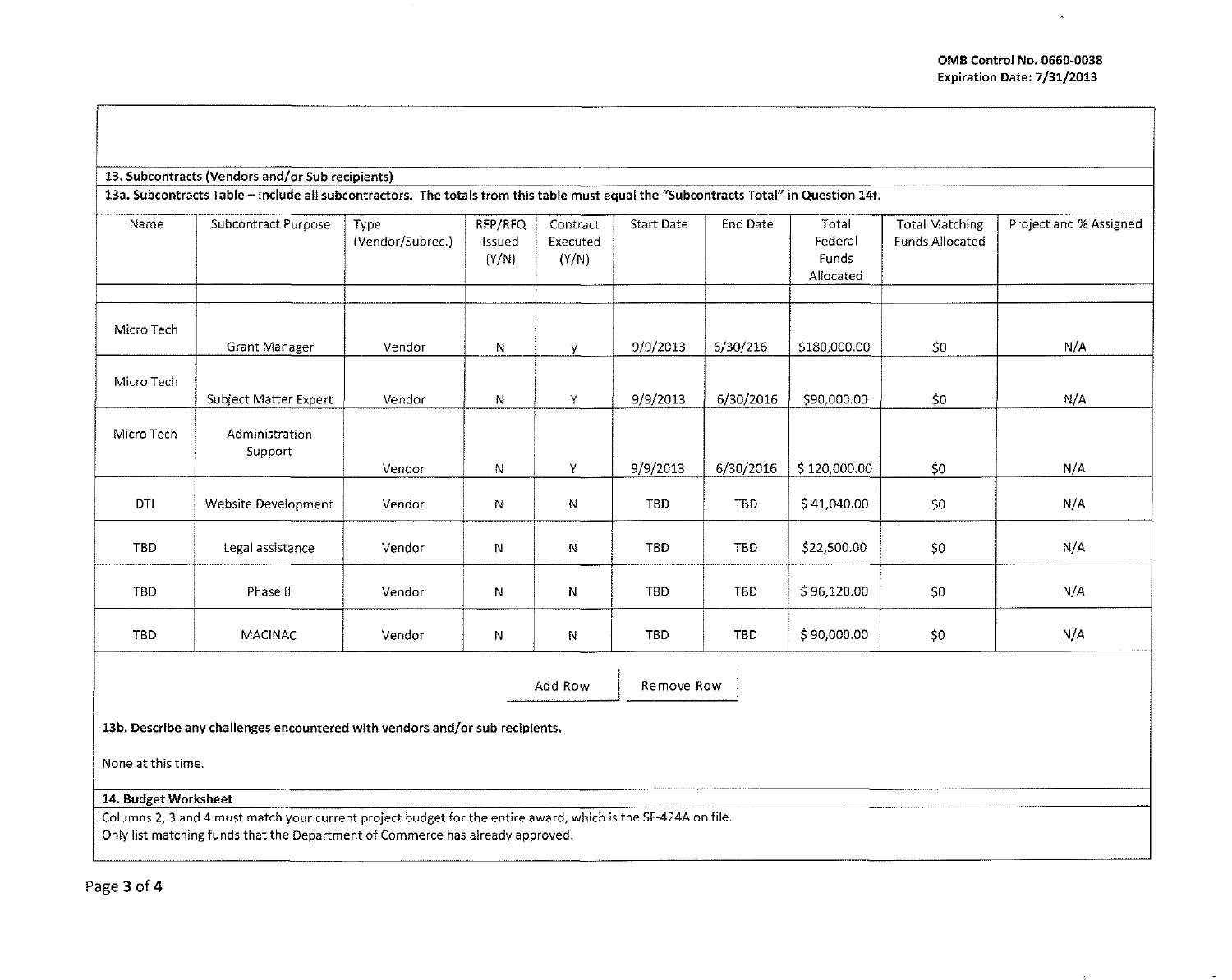**OMB Control No. 0660-0038**
**Expiration Date: 7/31/2013**

**13. Subcontracts (Vendors and/or Sub recipients)**

**13a. Subcontracts Table – Include all subcontractors. The totals from this table must equal the "Subcontracts Total" in Question 14f.**

| Name | Subcontract Purpose | Type (Vendor/Subrec.) | RFP/RFQ Issued (Y/N) | Contract Executed (Y/N) | Start Date | End Date | Total Federal Funds Allocated | Total Matching Funds Allocated | Project and % Assigned |
|---|---|---|---|---|---|---|---|---|---|
| | | | | | | | | | |
| Micro Tech | Grant Manager | Vendor | N | y | 9/9/2013 | 6/30/216 | $180,000.00 | $0 | N/A |
| Micro Tech | Subject Matter Expert | Vendor | N | Y | 9/9/2013 | 6/30/2016 | $90,000.00 | $0 | N/A |
| Micro Tech | Administration Support | Vendor | N | Y | 9/9/2013 | 6/30/2016 | $ 120,000.00 | $0 | N/A |
| DTI | Website Development | Vendor | N | N | TBD | TBD | $ 41,040.00 | $0 | N/A |
| TBD | Legal assistance | Vendor | N | N | TBD | TBD | $22,500.00 | $0 | N/A |
| TBD | Phase II | Vendor | N | N | TBD | TBD | $ 96,120.00 | $0 | N/A |
| TBD | MACINAC | Vendor | N | N | TBD | TBD | $ 90,000.00 | $0 | N/A |

Add Row | Remove Row

**13b. Describe any challenges encountered with vendors and/or sub recipients.**

None at this time.

**14. Budget Worksheet**

Columns 2, 3 and 4 must match your current project budget for the entire award, which is the SF-424A on file.
Only list matching funds that the Department of Commerce has already approved.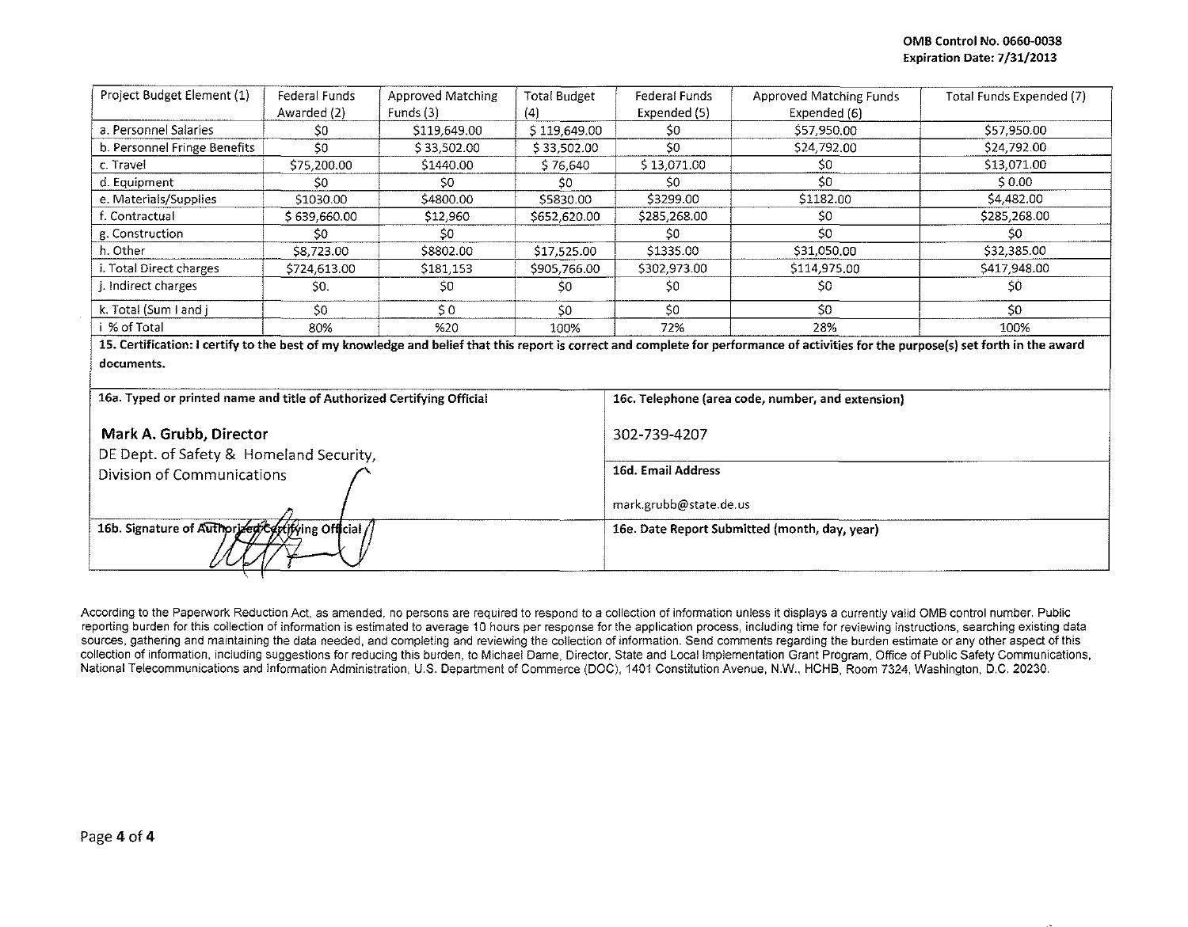OMB Control No. 0660-0038
Expiration Date: 7/31/2013

| Project Budget Element (1) | Federal Funds Awarded (2) | Approved Matching Funds (3) | Total Budget (4) | Federal Funds Expended (5) | Approved Matching Funds Expended (6) | Total Funds Expended (7) |
|---|---|---|---|---|---|---|
| a. Personnel Salaries | $0 | $119,649.00 | $ 119,649.00 | $0 | $57,950.00 | $57,950.00 |
| b. Personnel Fringe Benefits | $0 | $ 33,502.00 | $ 33,502.00 | $0 | $24,792.00 | $24,792.00 |
| c. Travel | $75,200.00 | $1440.00 | $ 76,640 | $ 13,071.00 | $0 | $13,071.00 |
| d. Equipment | $0 | $0 | $0 | $0 | $0 | $ 0.00 |
| e. Materials/Supplies | $1030.00 | $4800.00 | $5830.00 | $3299.00 | $1182.00 | $4,482.00 |
| f. Contractual | $ 639,660.00 | $12,960 | $652,620.00 | $285,268.00 | $0 | $285,268.00 |
| g. Construction | $0 | $0 | | $0 | $0 | $0 |
| h. Other | $8,723.00 | $8802.00 | $17,525.00 | $1335.00 | $31,050.00 | $32,385.00 |
| i. Total Direct charges | $724,613.00 | $181,153 | $905,766.00 | $302,973.00 | $114,975.00 | $417,948.00 |
| j. Indirect charges | $0. | $0 | $0 | $0 | $0 | $0 |
| k. Total (Sum I and j | $0 | $ 0 | $0 | $0 | $0 | $0 |
| i % of Total | 80% | %20 | 100% | 72% | 28% | 100% |

**15. Certification: I certify to the best of my knowledge and belief that this report is correct and complete for performance of activities for the purpose(s) set forth in the award documents.**

| 16a. Typed or printed name and title of Authorized Certifying Official | 16c. Telephone (area code, number, and extension) |
|---|---|
| **Mark A. Grubb, Director** DE Dept. of Safety & Homeland Security, Division of Communications | 302-739-4207 |
| | **16d. Email Address** mark.grubb@state.de.us |
| **16b. Signature of Authorized Certifying Official** | **16e. Date Report Submitted (month, day, year)** |

According to the Paperwork Reduction Act, as amended, no persons are required to respond to a collection of information unless it displays a currently valid OMB control number. Public reporting burden for this collection of information is estimated to average 10 hours per response for the application process, including time for reviewing instructions, searching existing data sources, gathering and maintaining the data needed, and completing and reviewing the collection of information. Send comments regarding the burden estimate or any other aspect of this collection of information, including suggestions for reducing this burden, to Michael Dame, Director, State and Local Implementation Grant Program, Office of Public Safety Communications, National Telecommunications and Information Administration, U.S. Department of Commerce (DOC), 1401 Constitution Avenue, N.W., HCHB, Room 7324, Washington, D.C. 20230.